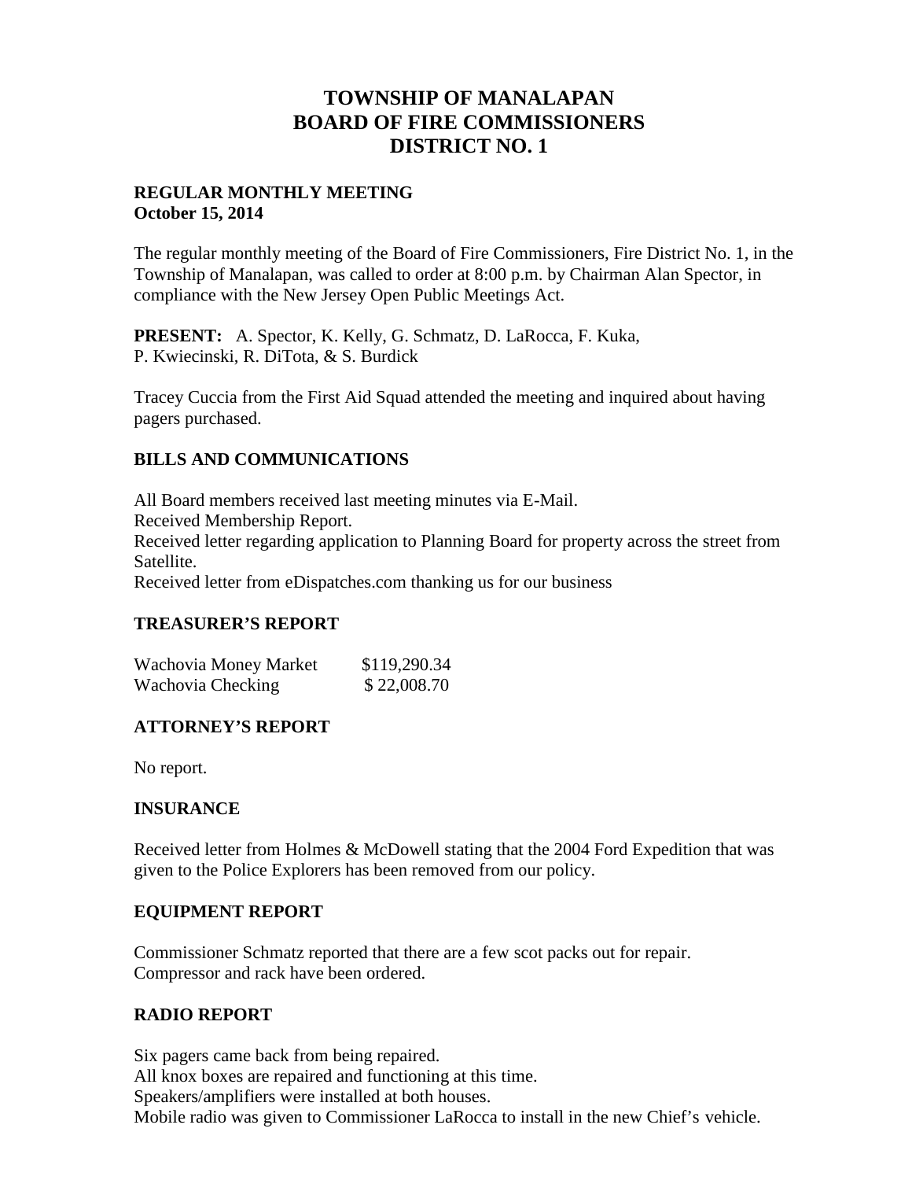# TOWNSHIP OF MANALAPAN
# BOARD OF FIRE COMMISSIONERS
# DISTRICT NO. 1

**REGULAR MONTHLY MEETING**
**October 15, 2014**

The regular monthly meeting of the Board of Fire Commissioners, Fire District No. 1, in the Township of Manalapan, was called to order at 8:00 p.m. by Chairman Alan Spector, in compliance with the New Jersey Open Public Meetings Act.

**PRESENT:** A. Spector, K. Kelly, G. Schmatz, D. LaRocca, F. Kuka, P. Kwiecinski, R. DiTota, & S. Burdick

Tracey Cuccia from the First Aid Squad attended the meeting and inquired about having pagers purchased.

## BILLS AND COMMUNICATIONS

All Board members received last meeting minutes via E-Mail.
Received Membership Report.
Received letter regarding application to Planning Board for property across the street from Satellite.
Received letter from eDispatches.com thanking us for our business

## TREASURER'S REPORT

| | |
|---|---|
| Wachovia Money Market | \$119,290.34 |
| Wachovia Checking | \$ 22,008.70 |

## ATTORNEY'S REPORT

No report.

## INSURANCE

Received letter from Holmes & McDowell stating that the 2004 Ford Expedition that was given to the Police Explorers has been removed from our policy.

## EQUIPMENT REPORT

Commissioner Schmatz reported that there are a few scot packs out for repair.
Compressor and rack have been ordered.

## RADIO REPORT

Six pagers came back from being repaired.
All knox boxes are repaired and functioning at this time.
Speakers/amplifiers were installed at both houses.
Mobile radio was given to Commissioner LaRocca to install in the new Chief's vehicle.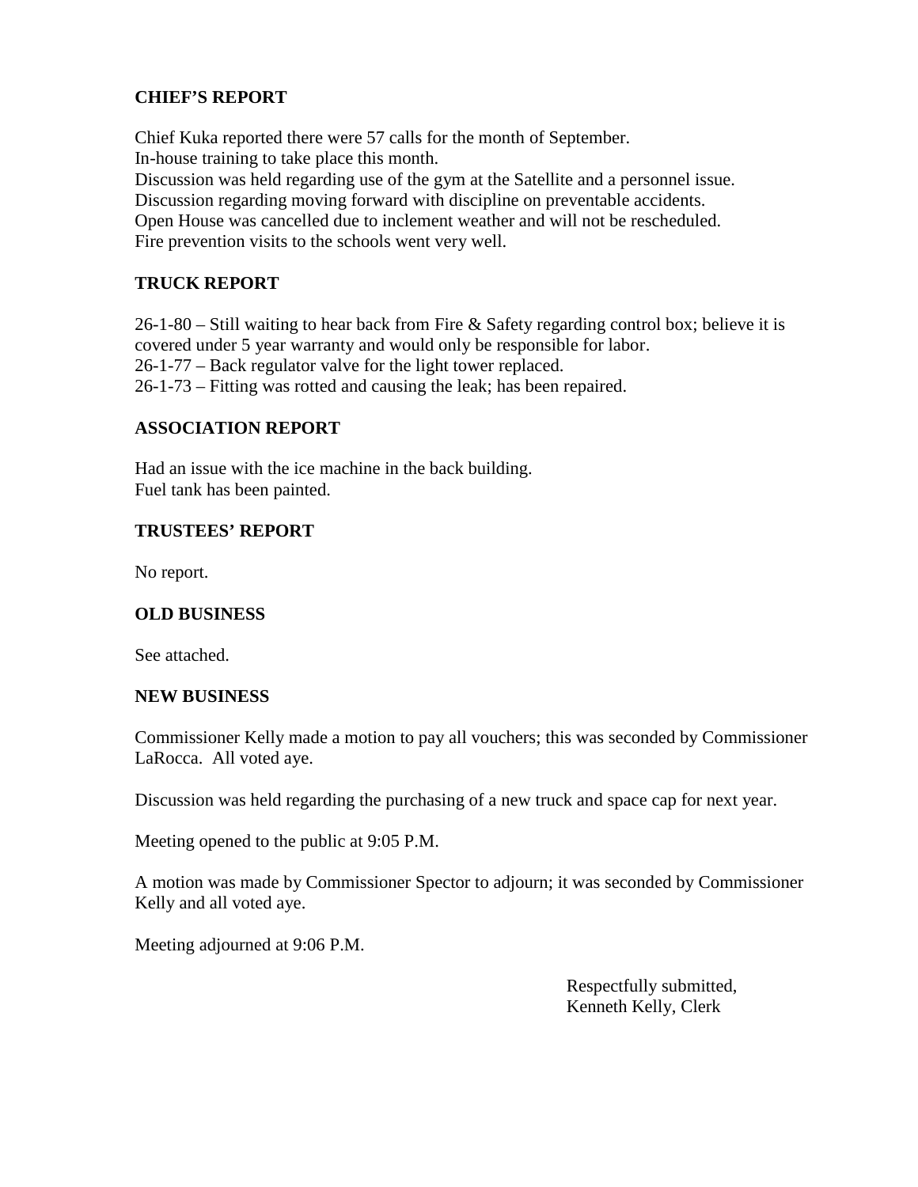## CHIEF'S REPORT

Chief Kuka reported there were 57 calls for the month of September.
In-house training to take place this month.
Discussion was held regarding use of the gym at the Satellite and a personnel issue.
Discussion regarding moving forward with discipline on preventable accidents.
Open House was cancelled due to inclement weather and will not be rescheduled.
Fire prevention visits to the schools went very well.

## TRUCK REPORT

26-1-80 – Still waiting to hear back from Fire & Safety regarding control box; believe it is covered under 5 year warranty and would only be responsible for labor.
26-1-77 – Back regulator valve for the light tower replaced.
26-1-73 – Fitting was rotted and causing the leak; has been repaired.

## ASSOCIATION REPORT

Had an issue with the ice machine in the back building.
Fuel tank has been painted.

## TRUSTEES' REPORT

No report.

## OLD BUSINESS

See attached.

## NEW BUSINESS

Commissioner Kelly made a motion to pay all vouchers; this was seconded by Commissioner LaRocca. All voted aye.

Discussion was held regarding the purchasing of a new truck and space cap for next year.

Meeting opened to the public at 9:05 P.M.

A motion was made by Commissioner Spector to adjourn; it was seconded by Commissioner Kelly and all voted aye.

Meeting adjourned at 9:06 P.M.

Respectfully submitted,
Kenneth Kelly, Clerk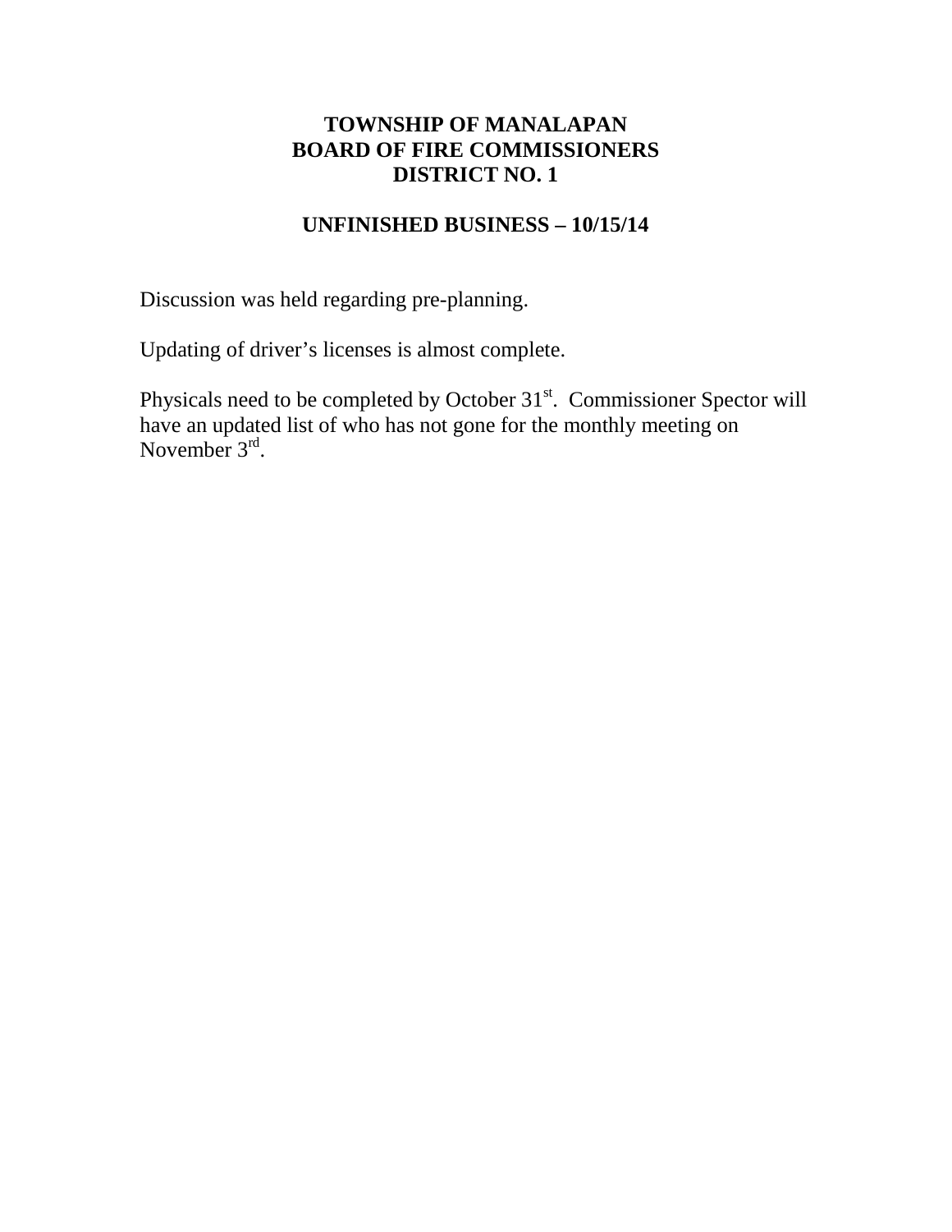**TOWNSHIP OF MANALAPAN**
**BOARD OF FIRE COMMISSIONERS**
**DISTRICT NO. 1**

**UNFINISHED BUSINESS – 10/15/14**

Discussion was held regarding pre-planning.

Updating of driver's licenses is almost complete.

Physicals need to be completed by October 31st. Commissioner Spector will have an updated list of who has not gone for the monthly meeting on November 3rd.